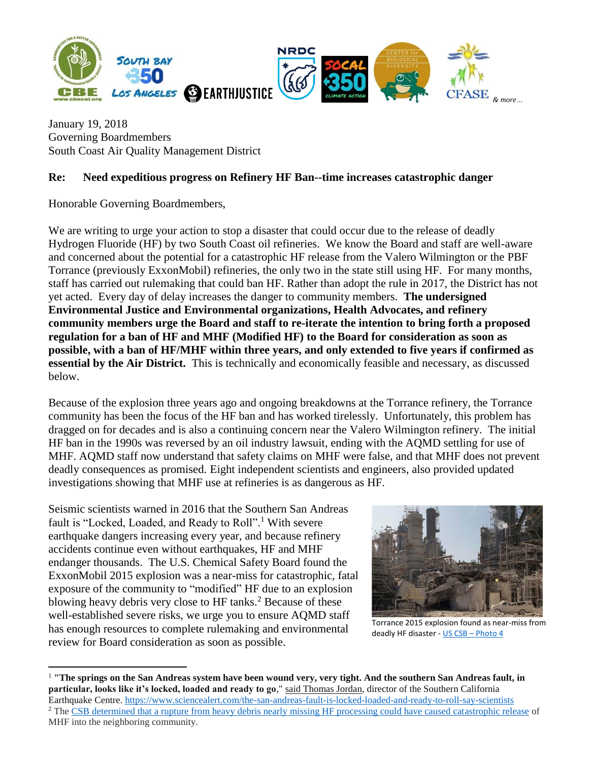January 19, 2018
Governing Boardmembers
South Coast Air Quality Management District

**Re: Need expeditious progress on Refinery HF Ban--time increases catastrophic danger**

Honorable Governing Boardmembers,

We are writing to urge your action to stop a disaster that could occur due to the release of deadly Hydrogen Fluoride (HF) by two South Coast oil refineries. We know the Board and staff are well-aware and concerned about the potential for a catastrophic HF release from the Valero Wilmington or the PBF Torrance (previously ExxonMobil) refineries, the only two in the state still using HF. For many months, staff has carried out rulemaking that could ban HF. Rather than adopt the rule in 2017, the District has not yet acted. Every day of delay increases the danger to community members. **The undersigned Environmental Justice and Environmental organizations, Health Advocates, and refinery community members urge the Board and staff to re-iterate the intention to bring forth a proposed regulation for a ban of HF and MHF (Modified HF) to the Board for consideration as soon as possible, with a ban of HF/MHF within three years, and only extended to five years if confirmed as essential by the Air District.** This is technically and economically feasible and necessary, as discussed below.

Because of the explosion three years ago and ongoing breakdowns at the Torrance refinery, the Torrance community has been the focus of the HF ban and has worked tirelessly. Unfortunately, this problem has dragged on for decades and is also a continuing concern near the Valero Wilmington refinery. The initial HF ban in the 1990s was reversed by an oil industry lawsuit, ending with the AQMD settling for use of MHF. AQMD staff now understand that safety claims on MHF were false, and that MHF does not prevent deadly consequences as promised. Eight independent scientists and engineers, also provided updated investigations showing that MHF use at refineries is as dangerous as HF.

Seismic scientists warned in 2016 that the Southern San Andreas fault is "Locked, Loaded, and Ready to Roll".[1] With severe earthquake dangers increasing every year, and because refinery accidents continue even without earthquakes, HF and MHF endanger thousands. The U.S. Chemical Safety Board found the ExxonMobil 2015 explosion was a near-miss for catastrophic, fatal exposure of the community to "modified" HF due to an explosion blowing heavy debris very close to HF tanks.[2] Because of these well-established severe risks, we urge you to ensure AQMD staff has enough resources to complete rulemaking and environmental review for Board consideration as soon as possible.

Torrance 2015 explosion found as near-miss from deadly HF disaster - US CSB – Photo 4

---

[1] **"The springs on the San Andreas system have been wound very, very tight. And the southern San Andreas fault, in particular, looks like it's locked, loaded and ready to go**," said Thomas Jordan, director of the Southern California Earthquake Centre. https://www.sciencealert.com/the-san-andreas-fault-is-locked-loaded-and-ready-to-roll-say-scientists

[2] The CSB determined that a rupture from heavy debris nearly missing HF processing could have caused catastrophic release of MHF into the neighboring community.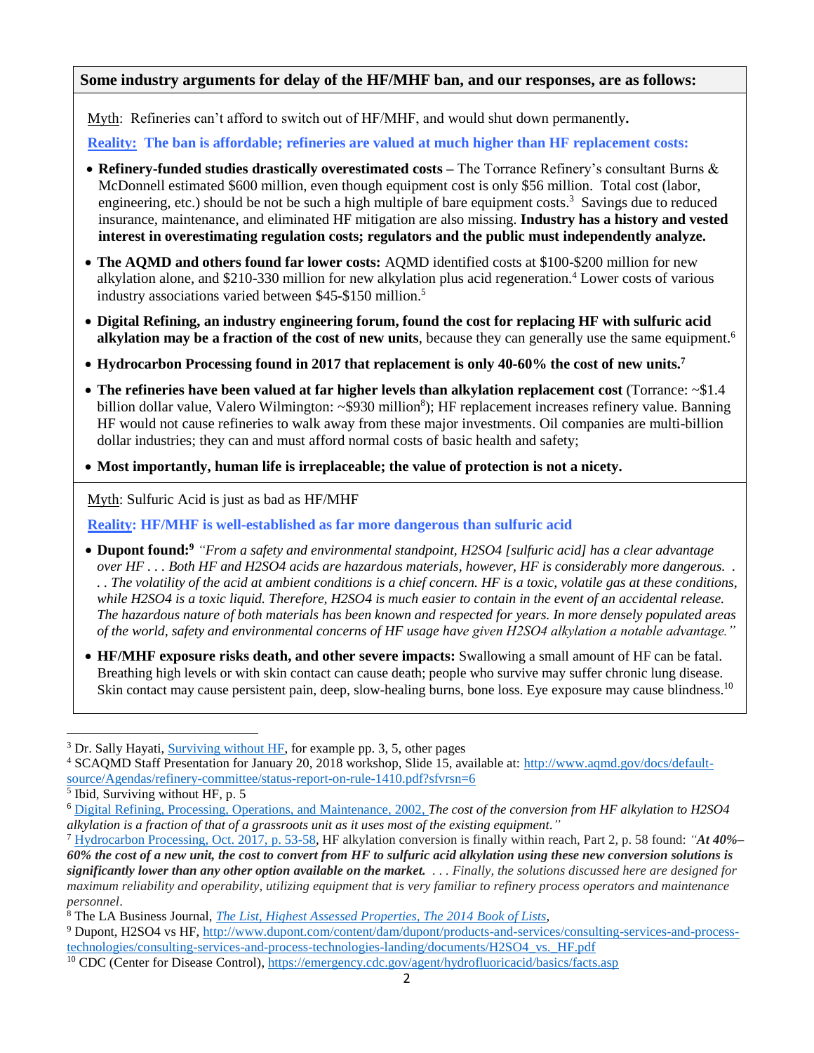**Some industry arguments for delay of the HF/MHF ban, and our responses, are as follows:**

Myth: Refineries can't afford to switch out of HF/MHF, and would shut down permanently**.**

**Reality: The ban is affordable; refineries are valued at much higher than HF replacement costs:**

- **Refinery-funded studies drastically overestimated costs –** The Torrance Refinery's consultant Burns & McDonnell estimated $600 million, even though equipment cost is only $56 million. Total cost (labor, engineering, etc.) should be not be such a high multiple of bare equipment costs.[3] Savings due to reduced insurance, maintenance, and eliminated HF mitigation are also missing. **Industry has a history and vested interest in overestimating regulation costs; regulators and the public must independently analyze.**
- **The AQMD and others found far lower costs:** AQMD identified costs at $100-$200 million for new alkylation alone, and $210-330 million for new alkylation plus acid regeneration.[4] Lower costs of various industry associations varied between $45-$150 million.[5]
- **Digital Refining, an industry engineering forum, found the cost for replacing HF with sulfuric acid alkylation may be a fraction of the cost of new units**, because they can generally use the same equipment.[6]
- **Hydrocarbon Processing found in 2017 that replacement is only 40-60% the cost of new units.[7]**
- **The refineries have been valued at far higher levels than alkylation replacement cost** (Torrance: ~$1.4 billion dollar value, Valero Wilmington: ~$930 million[8]); HF replacement increases refinery value. Banning HF would not cause refineries to walk away from these major investments. Oil companies are multi-billion dollar industries; they can and must afford normal costs of basic health and safety;
- **Most importantly, human life is irreplaceable; the value of protection is not a nicety.**

Myth: Sulfuric Acid is just as bad as HF/MHF

**Reality: HF/MHF is well-established as far more dangerous than sulfuric acid**

- **Dupont found:[9]** *"From a safety and environmental standpoint, H2SO4 [sulfuric acid] has a clear advantage over HF . . . Both HF and H2SO4 acids are hazardous materials, however, HF is considerably more dangerous. . . . The volatility of the acid at ambient conditions is a chief concern. HF is a toxic, volatile gas at these conditions, while H2SO4 is a toxic liquid. Therefore, H2SO4 is much easier to contain in the event of an accidental release. The hazardous nature of both materials has been known and respected for years. In more densely populated areas of the world, safety and environmental concerns of HF usage have given H2SO4 alkylation a notable advantage."*
- **HF/MHF exposure risks death, and other severe impacts:** Swallowing a small amount of HF can be fatal. Breathing high levels or with skin contact can cause death; people who survive may suffer chronic lung disease. Skin contact may cause persistent pain, deep, slow-healing burns, bone loss. Eye exposure may cause blindness.[10]

---

[3] Dr. Sally Hayati, Surviving without HF, for example pp. 3, 5, other pages

[4] SCAQMD Staff Presentation for January 20, 2018 workshop, Slide 15, available at: http://www.aqmd.gov/docs/default-source/Agendas/refinery-committee/status-report-on-rule-1410.pdf?sfvrsn=6

[5] Ibid, Surviving without HF, p. 5

[6] Digital Refining, Processing, Operations, and Maintenance, 2002, *The cost of the conversion from HF alkylation to H2SO4 alkylation is a fraction of that of a grassroots unit as it uses most of the existing equipment."*

[7] Hydrocarbon Processing, Oct. 2017, p. 53-58, HF alkylation conversion is finally within reach, Part 2, p. 58 found: *"**At 40%–60% the cost of a new unit, the cost to convert from HF to sulfuric acid alkylation using these new conversion solutions is significantly lower than any other option available on the market.** . . . Finally, the solutions discussed here are designed for maximum reliability and operability, utilizing equipment that is very familiar to refinery process operators and maintenance personnel.*

[8] The LA Business Journal, *The List, Highest Assessed Properties, The 2014 Book of Lists,*

[9] Dupont, H2SO4 vs HF, http://www.dupont.com/content/dam/dupont/products-and-services/consulting-services-and-process-technologies/consulting-services-and-process-technologies-landing/documents/H2SO4_vs._HF.pdf

[10] CDC (Center for Disease Control), https://emergency.cdc.gov/agent/hydrofluoricacid/basics/facts.asp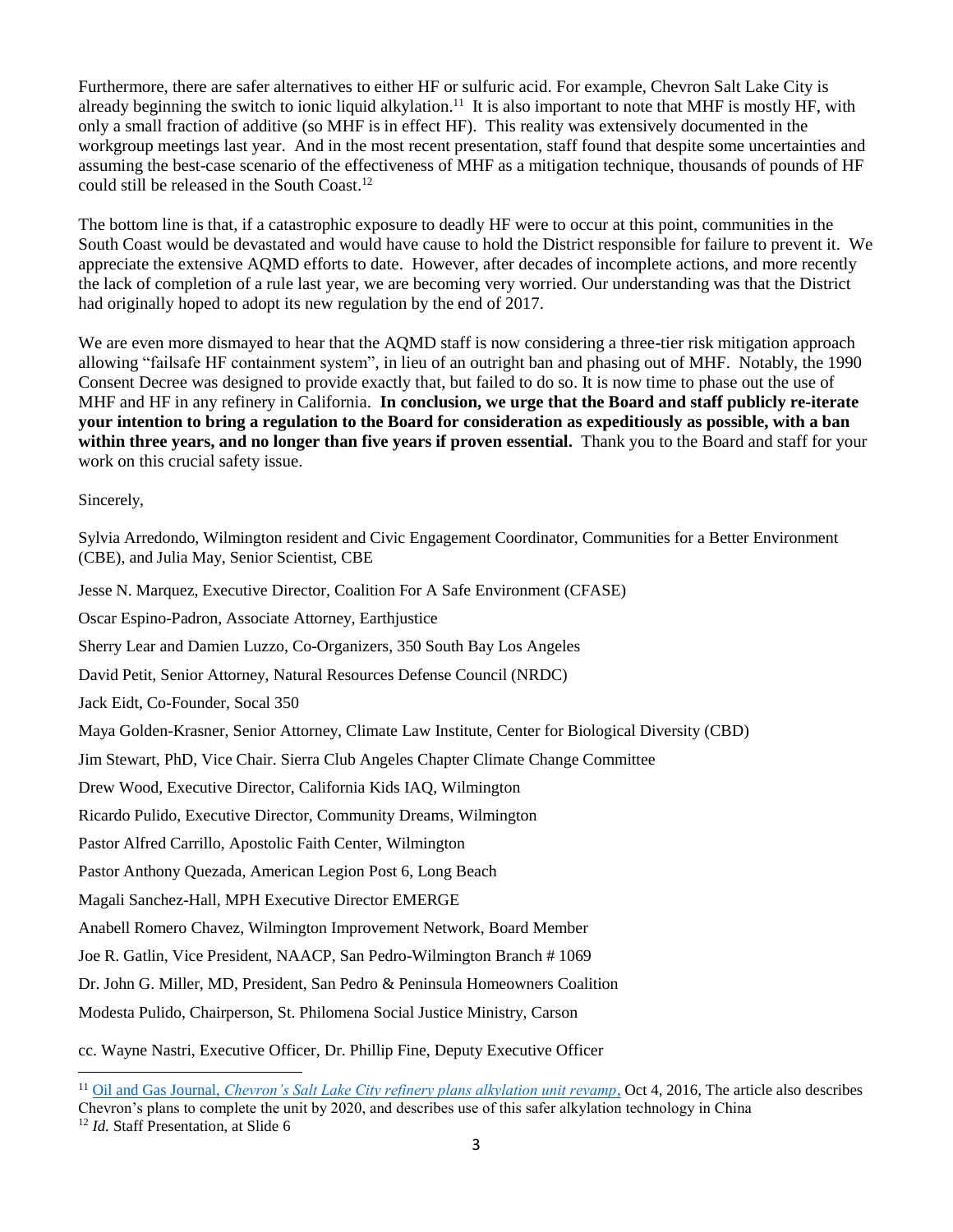Furthermore, there are safer alternatives to either HF or sulfuric acid. For example, Chevron Salt Lake City is already beginning the switch to ionic liquid alkylation.[11] It is also important to note that MHF is mostly HF, with only a small fraction of additive (so MHF is in effect HF). This reality was extensively documented in the workgroup meetings last year. And in the most recent presentation, staff found that despite some uncertainties and assuming the best-case scenario of the effectiveness of MHF as a mitigation technique, thousands of pounds of HF could still be released in the South Coast.[12]

The bottom line is that, if a catastrophic exposure to deadly HF were to occur at this point, communities in the South Coast would be devastated and would have cause to hold the District responsible for failure to prevent it. We appreciate the extensive AQMD efforts to date. However, after decades of incomplete actions, and more recently the lack of completion of a rule last year, we are becoming very worried. Our understanding was that the District had originally hoped to adopt its new regulation by the end of 2017.

We are even more dismayed to hear that the AQMD staff is now considering a three-tier risk mitigation approach allowing "failsafe HF containment system", in lieu of an outright ban and phasing out of MHF. Notably, the 1990 Consent Decree was designed to provide exactly that, but failed to do so. It is now time to phase out the use of MHF and HF in any refinery in California. **In conclusion, we urge that the Board and staff publicly re-iterate your intention to bring a regulation to the Board for consideration as expeditiously as possible, with a ban within three years, and no longer than five years if proven essential.** Thank you to the Board and staff for your work on this crucial safety issue.

Sincerely,

Sylvia Arredondo, Wilmington resident and Civic Engagement Coordinator, Communities for a Better Environment (CBE), and Julia May, Senior Scientist, CBE

Jesse N. Marquez, Executive Director, Coalition For A Safe Environment (CFASE)

Oscar Espino-Padron, Associate Attorney, Earthjustice

Sherry Lear and Damien Luzzo, Co-Organizers, 350 South Bay Los Angeles

David Petit, Senior Attorney, Natural Resources Defense Council (NRDC)

Jack Eidt, Co-Founder, Socal 350

Maya Golden-Krasner, Senior Attorney, Climate Law Institute, Center for Biological Diversity (CBD)

Jim Stewart, PhD, Vice Chair. Sierra Club Angeles Chapter Climate Change Committee

Drew Wood, Executive Director, California Kids IAQ, Wilmington

Ricardo Pulido, Executive Director, Community Dreams, Wilmington

Pastor Alfred Carrillo, Apostolic Faith Center, Wilmington

Pastor Anthony Quezada, American Legion Post 6, Long Beach

Magali Sanchez-Hall, MPH Executive Director EMERGE

Anabell Romero Chavez, Wilmington Improvement Network, Board Member

Joe R. Gatlin, Vice President, NAACP, San Pedro-Wilmington Branch # 1069

Dr. John G. Miller, MD, President, San Pedro & Peninsula Homeowners Coalition

Modesta Pulido, Chairperson, St. Philomena Social Justice Ministry, Carson

cc. Wayne Nastri, Executive Officer, Dr. Phillip Fine, Deputy Executive Officer

---

[11] Oil and Gas Journal, *Chevron's Salt Lake City refinery plans alkylation unit revamp*, Oct 4, 2016, The article also describes Chevron's plans to complete the unit by 2020, and describes use of this safer alkylation technology in China

[12] *Id.* Staff Presentation, at Slide 6